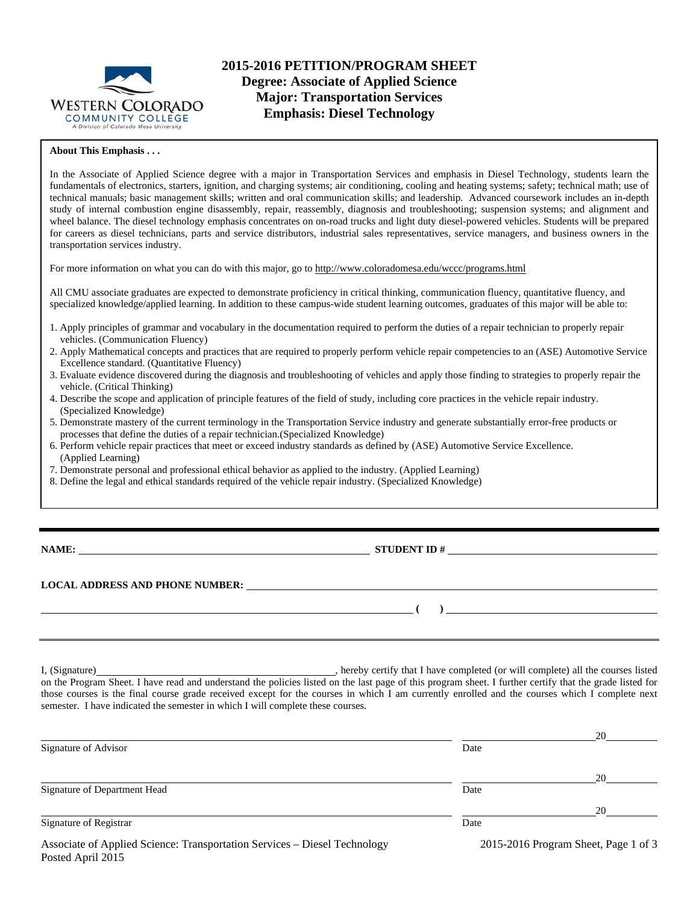WESTERN COLORADO COMMUNITY COLLEGE
A Division of Colorado Mesa University

# 2015-2016 PETITION/PROGRAM SHEET
## Degree: Associate of Applied Science
## Major: Transportation Services
## Emphasis: Diesel Technology

**About This Emphasis . . .**

In the Associate of Applied Science degree with a major in Transportation Services and emphasis in Diesel Technology, students learn the fundamentals of electronics, starters, ignition, and charging systems; air conditioning, cooling and heating systems; safety; technical math; use of technical manuals; basic management skills; written and oral communication skills; and leadership. Advanced coursework includes an in-depth study of internal combustion engine disassembly, repair, reassembly, diagnosis and troubleshooting; suspension systems; and alignment and wheel balance. The diesel technology emphasis concentrates on on-road trucks and light duty diesel-powered vehicles. Students will be prepared for careers as diesel technicians, parts and service distributors, industrial sales representatives, service managers, and business owners in the transportation services industry.

For more information on what you can do with this major, go to http://www.coloradomesa.edu/wccc/programs.html

All CMU associate graduates are expected to demonstrate proficiency in critical thinking, communication fluency, quantitative fluency, and specialized knowledge/applied learning. In addition to these campus-wide student learning outcomes, graduates of this major will be able to:

1. Apply principles of grammar and vocabulary in the documentation required to perform the duties of a repair technician to properly repair vehicles. (Communication Fluency)
2. Apply Mathematical concepts and practices that are required to properly perform vehicle repair competencies to an (ASE) Automotive Service Excellence standard. (Quantitative Fluency)
3. Evaluate evidence discovered during the diagnosis and troubleshooting of vehicles and apply those finding to strategies to properly repair the vehicle. (Critical Thinking)
4. Describe the scope and application of principle features of the field of study, including core practices in the vehicle repair industry. (Specialized Knowledge)
5. Demonstrate mastery of the current terminology in the Transportation Service industry and generate substantially error-free products or processes that define the duties of a repair technician.(Specialized Knowledge)
6. Perform vehicle repair practices that meet or exceed industry standards as defined by (ASE) Automotive Service Excellence. (Applied Learning)
7. Demonstrate personal and professional ethical behavior as applied to the industry. (Applied Learning)
8. Define the legal and ethical standards required of the vehicle repair industry. (Specialized Knowledge)

---

**NAME:** ______________________________ **STUDENT ID #** ______________________

**LOCAL ADDRESS AND PHONE NUMBER:** ______________________________

______________________________ **( )** ______________________

---

I, (Signature)______________________________, hereby certify that I have completed (or will complete) all the courses listed on the Program Sheet. I have read and understand the policies listed on the last page of this program sheet. I further certify that the grade listed for those courses is the final course grade received except for the courses in which I am currently enrolled and the courses which I complete next semester. I have indicated the semester in which I will complete these courses.

______________________________ ______________ 20______
Signature of Advisor Date

______________________________ ______________ 20______
Signature of Department Head Date

______________________________ ______________ 20______
Signature of Registrar Date

Associate of Applied Science: Transportation Services – Diesel Technology
Posted April 2015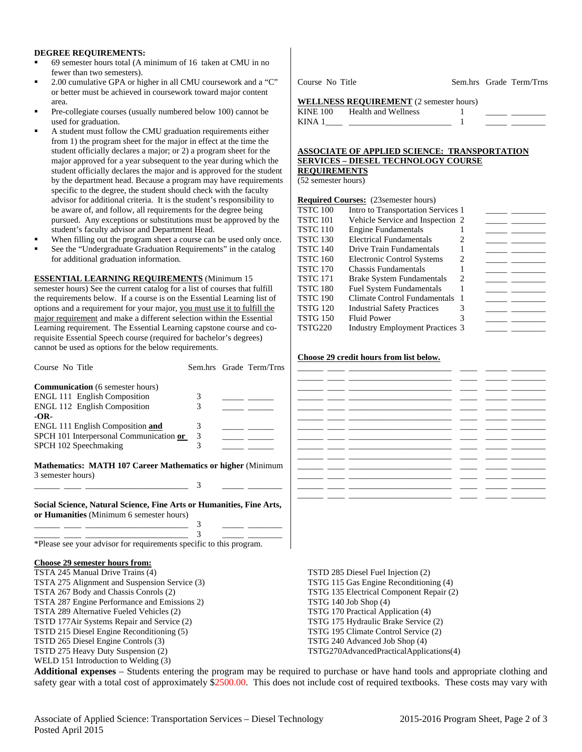**DEGREE REQUIREMENTS:**

- 69 semester hours total (A minimum of 16 taken at CMU in no fewer than two semesters).
- 2.00 cumulative GPA or higher in all CMU coursework and a "C" or better must be achieved in coursework toward major content area.
- Pre-collegiate courses (usually numbered below 100) cannot be used for graduation.
- A student must follow the CMU graduation requirements either from 1) the program sheet for the major in effect at the time the student officially declares a major; or 2) a program sheet for the major approved for a year subsequent to the year during which the student officially declares the major and is approved for the student by the department head. Because a program may have requirements specific to the degree, the student should check with the faculty advisor for additional criteria. It is the student's responsibility to be aware of, and follow, all requirements for the degree being pursued. Any exceptions or substitutions must be approved by the student's faculty advisor and Department Head.
- When filling out the program sheet a course can be used only once.
- See the "Undergraduate Graduation Requirements" in the catalog for additional graduation information.

**ESSENTIAL LEARNING REQUIREMENTS** (Minimum 15 semester hours) See the current catalog for a list of courses that fulfill the requirements below. If a course is on the Essential Learning list of options and a requirement for your major, you must use it to fulfill the major requirement and make a different selection within the Essential Learning requirement. The Essential Learning capstone course and co-requisite Essential Speech course (required for bachelor's degrees) cannot be used as options for the below requirements.

| Course No Title | Sem.hrs | Grade | Term/Trns |
|---|---|---|---|
| **Communication** (6 semester hours) | | | |
| ENGL 111 English Composition | 3 | _____ | ______ |
| ENGL 112 English Composition | 3 | _____ | ______ |
| **-OR-** | | | |
| ENGL 111 English Composition **and** | 3 | _____ | ______ |
| SPCH 101 Interpersonal Communication **or** | 3 | _____ | ______ |
| SPCH 102 Speechmaking | 3 | _____ | ______ |
| **Mathematics: MATH 107 Career Mathematics or higher** (Minimum 3 semester hours) | | | |
| ______ ____ ______________________ | 3 | _____ | ________ |
| **Social Science, Natural Science, Fine Arts or Humanities, Fine Arts, or Humanities** (Minimum 6 semester hours) | | | |
| ______ ____ ______________________ | 3 | _____ | ________ |
| ______ ____ ______________________ | 3 | _____ | ________ |

*Please see your advisor for requirements specific to this program.

| Course No Title | Sem.hrs | Grade | Term/Trns |
|---|---|---|---|
| **WELLNESS REQUIREMENT** (2 semester hours) | | | |
| KINE 100 Health and Wellness | 1 | _____ | ________ |
| KINA 1____ ______________________ | 1 | _____ | ________ |

**ASSOCIATE OF APPLIED SCIENCE: TRANSPORTATION SERVICES – DIESEL TECHNOLOGY COURSE REQUIREMENTS**
(52 semester hours)

**Required Courses:** (23semester hours)

| Course No | Title | Sem.hrs | Grade | Term/Trns |
|---|---|---|---|---|
| TSTC 100 | Intro to Transportation Services | 1 | _____ | ________ |
| TSTC 101 | Vehicle Service and Inspection | 2 | _____ | ________ |
| TSTC 110 | Engine Fundamentals | 1 | _____ | ________ |
| TSTC 130 | Electrical Fundamentals | 2 | _____ | ________ |
| TSTC 140 | Drive Train Fundamentals | 1 | _____ | ________ |
| TSTC 160 | Electronic Control Systems | 2 | _____ | ________ |
| TSTC 170 | Chassis Fundamentals | 1 | _____ | ________ |
| TSTC 171 | Brake System Fundamentals | 2 | _____ | ________ |
| TSTC 180 | Fuel System Fundamentals | 1 | _____ | ________ |
| TSTC 190 | Climate Control Fundamentals | 1 | _____ | ________ |
| TSTG 120 | Industrial Safety Practices | 3 | _____ | ________ |
| TSTG 150 | Fluid Power | 3 | _____ | ________ |
| TSTG220 | Industry Employment Practices | 3 | _____ | ________ |

**Choose 29 credit hours from list below.**

| Course | No | Title | Sem.hrs | Grade | Term/Trns |
|---|---|---|---|---|---|
| ______ | ____ | ______________________ | ____ | _____ | ________ |
| ______ | ____ | ______________________ | ____ | _____ | ________ |
| ______ | ____ | ______________________ | ____ | _____ | ________ |
| ______ | ____ | ______________________ | ____ | _____ | ________ |
| ______ | ____ | ______________________ | ____ | _____ | ________ |
| ______ | ____ | ______________________ | ____ | _____ | ________ |
| ______ | ____ | ______________________ | ____ | _____ | ________ |
| ______ | ____ | ______________________ | ____ | _____ | ________ |
| ______ | ____ | ______________________ | ____ | _____ | ________ |
| ______ | ____ | ______________________ | ____ | _____ | ________ |
| ______ | ____ | ______________________ | ____ | _____ | ________ |
| ______ | ____ | ______________________ | ____ | _____ | ________ |
| ______ | ____ | ______________________ | ____ | _____ | ________ |
| ______ | ____ | ______________________ | ____ | _____ | ________ |

**Choose 29 semester hours from:**

TSTA 245 Manual Drive Trains (4)
TSTA 275 Alignment and Suspension Service (3)
TSTA 267 Body and Chassis Controls (2)
TSTA 287 Engine Performance and Emissions 2)
TSTA 289 Alternative Fueled Vehicles (2)
TSTD 177Air Systems Repair and Service (2)
TSTD 215 Diesel Engine Reconditioning (5)
TSTD 265 Diesel Engine Controls (3)
TSTD 275 Heavy Duty Suspension (2)
WELD 151 Introduction to Welding (3)
TSTD 285 Diesel Fuel Injection (2)
TSTG 115 Gas Engine Reconditioning (4)
TSTG 135 Electrical Component Repair (2)
TSTG 140 Job Shop (4)
TSTG 170 Practical Application (4)
TSTG 175 Hydraulic Brake Service (2)
TSTG 195 Climate Control Service (2)
TSTG 240 Advanced Job Shop (4)
TSTG270AdvancedPracticalApplications(4)

**Additional expenses** – Students entering the program may be required to purchase or have hand tools and appropriate clothing and safety gear with a total cost of approximately $2500.00. This does not include cost of required textbooks. These costs may vary with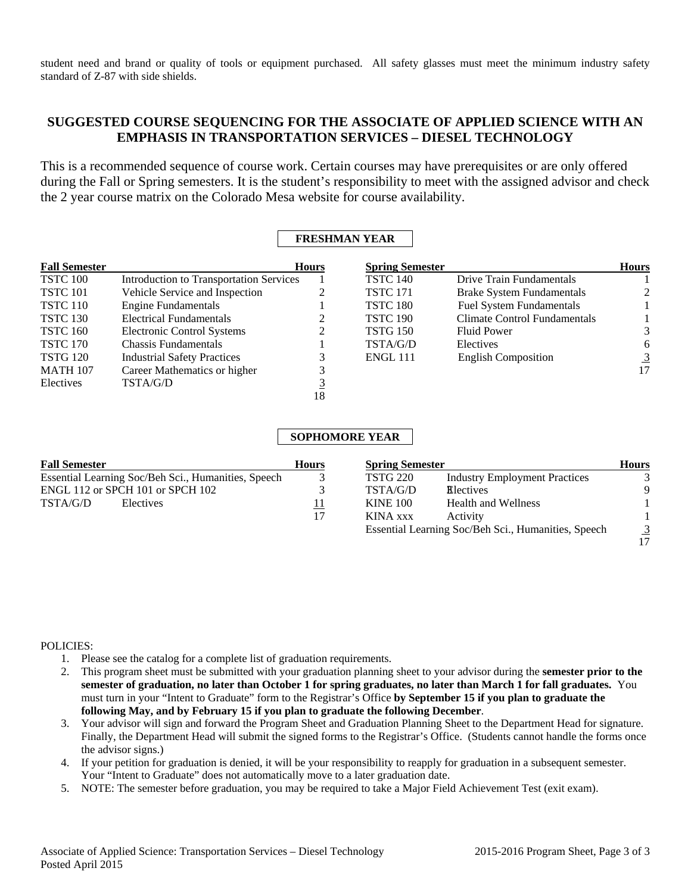student need and brand or quality of tools or equipment purchased. All safety glasses must meet the minimum industry safety standard of Z-87 with side shields.

## SUGGESTED COURSE SEQUENCING FOR THE ASSOCIATE OF APPLIED SCIENCE WITH AN EMPHASIS IN TRANSPORTATION SERVICES – DIESEL TECHNOLOGY

This is a recommended sequence of course work. Certain courses may have prerequisites or are only offered during the Fall or Spring semesters. It is the student's responsibility to meet with the assigned advisor and check the 2 year course matrix on the Colorado Mesa website for course availability.

### FRESHMAN YEAR

| Fall Semester | | Hours |
|---|---|---|
| TSTC 100 | Introduction to Transportation Services | 1 |
| TSTC 101 | Vehicle Service and Inspection | 2 |
| TSTC 110 | Engine Fundamentals | 1 |
| TSTC 130 | Electrical Fundamentals | 2 |
| TSTC 160 | Electronic Control Systems | 2 |
| TSTC 170 | Chassis Fundamentals | 1 |
| TSTG 120 | Industrial Safety Practices | 3 |
| MATH 107 | Career Mathematics or higher | 3 |
| Electives | TSTA/G/D | 3 |
| | | 18 |

| Spring Semester | | Hours |
|---|---|---|
| TSTC 140 | Drive Train Fundamentals | 1 |
| TSTC 171 | Brake System Fundamentals | 2 |
| TSTC 180 | Fuel System Fundamentals | 1 |
| TSTC 190 | Climate Control Fundamentals | 1 |
| TSTG 150 | Fluid Power | 3 |
| TSTA/G/D | Electives | 6 |
| ENGL 111 | English Composition | 3 |
| | | 17 |

### SOPHOMORE YEAR

| Fall Semester | | Hours |
|---|---|---|
| Essential Learning Soc/Beh Sci., Humanities, Speech | | 3 |
| ENGL 112 or SPCH 101 or SPCH 102 | | 3 |
| TSTA/G/D | Electives | 11 |
| | | 17 |

| Spring Semester | | Hours |
|---|---|---|
| TSTG 220 | Industry Employment Practices | 3 |
| TSTA/G/D | Electives | 9 |
| KINE 100 | Health and Wellness | 1 |
| KINA xxx | Activity | 1 |
| Essential Learning Soc/Beh Sci., Humanities, Speech | | 3 |
| | | 17 |

POLICIES:

1. Please see the catalog for a complete list of graduation requirements.
2. This program sheet must be submitted with your graduation planning sheet to your advisor during the **semester prior to the semester of graduation, no later than October 1 for spring graduates, no later than March 1 for fall graduates.** You must turn in your "Intent to Graduate" form to the Registrar's Office **by September 15 if you plan to graduate the following May, and by February 15 if you plan to graduate the following December**.
3. Your advisor will sign and forward the Program Sheet and Graduation Planning Sheet to the Department Head for signature. Finally, the Department Head will submit the signed forms to the Registrar's Office. (Students cannot handle the forms once the advisor signs.)
4. If your petition for graduation is denied, it will be your responsibility to reapply for graduation in a subsequent semester. Your "Intent to Graduate" does not automatically move to a later graduation date.
5. NOTE: The semester before graduation, you may be required to take a Major Field Achievement Test (exit exam).

Associate of Applied Science: Transportation Services – Diesel Technology
Posted April 2015